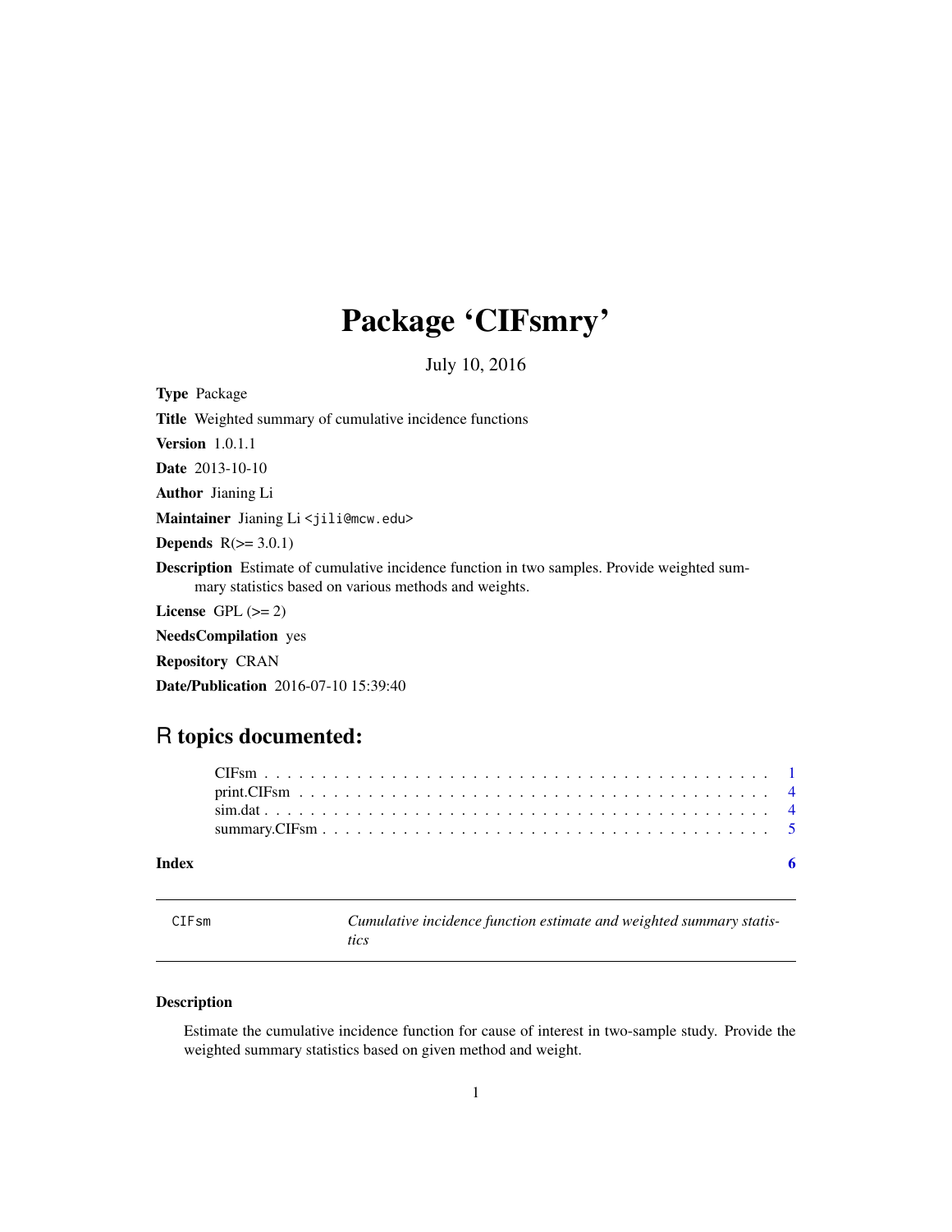# Package 'CIFsmry'

July 10, 2016

**Type** Package

**Title** Weighted summary of cumulative incidence functions

**Version** 1.0.1.1

**Date** 2013-10-10

**Author** Jianing Li

**Maintainer** Jianing Li <jili@mcw.edu>

**Depends** R(>= 3.0.1)

**Description** Estimate of cumulative incidence function in two samples. Provide weighted summary statistics based on various methods and weights.

**License** GPL (>= 2)

**NeedsCompilation** yes

**Repository** CRAN

**Date/Publication** 2016-07-10 15:39:40

## R topics documented:

- CIFsm . . . . . . . . . . . . . . . . . . . . . . . . . . . . . . . . . . . . . . . . . . 1
- print.CIFsm . . . . . . . . . . . . . . . . . . . . . . . . . . . . . . . . . . . . . . . 4
- sim.dat . . . . . . . . . . . . . . . . . . . . . . . . . . . . . . . . . . . . . . . . . 4
- summary.CIFsm . . . . . . . . . . . . . . . . . . . . . . . . . . . . . . . . . . . . . 5

**Index** 6

---

`CIFsm` *Cumulative incidence function estimate and weighted summary statistics*

---

### Description

Estimate the cumulative incidence function for cause of interest in two-sample study. Provide the weighted summary statistics based on given method and weight.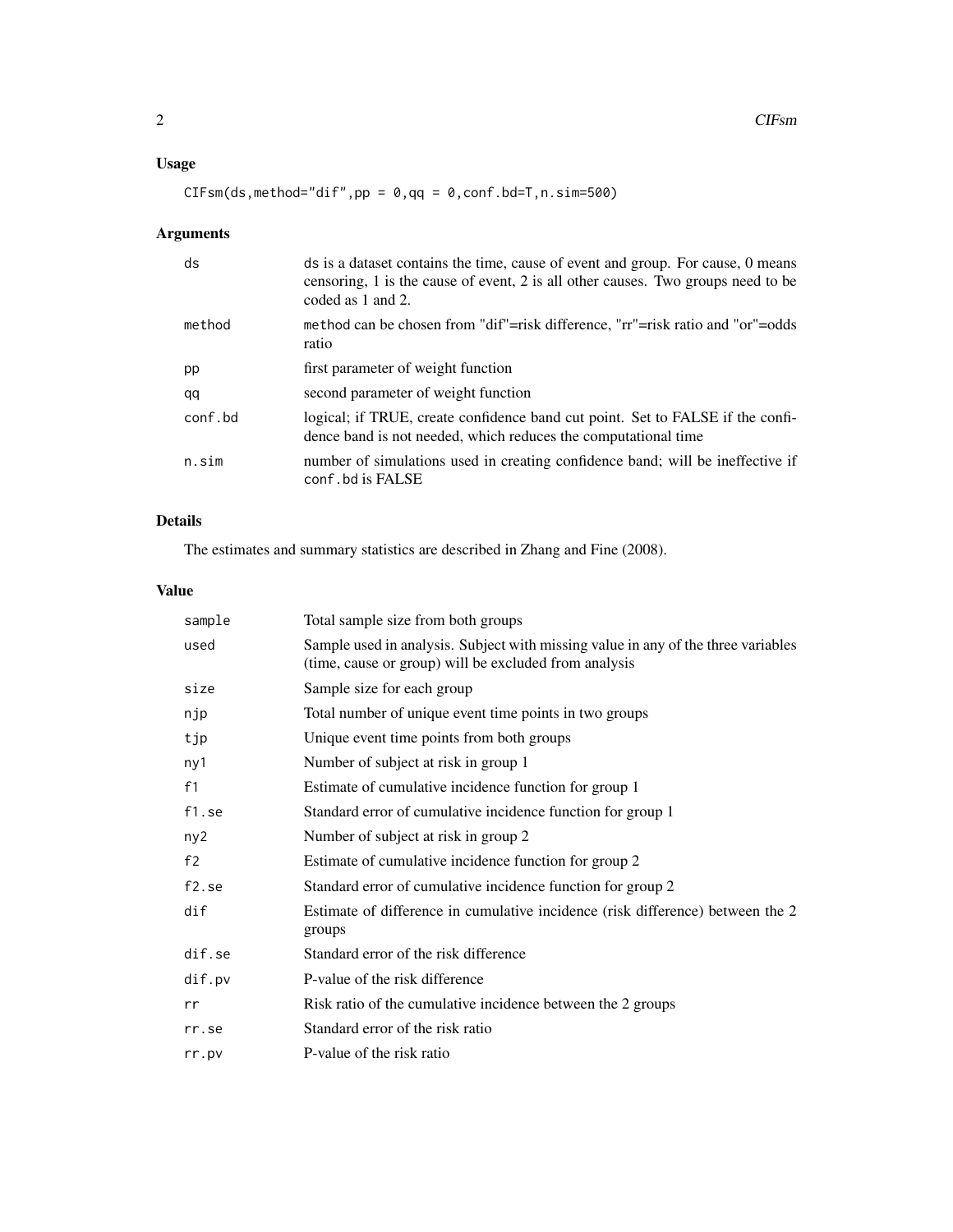## Usage

```
CIFsm(ds,method="dif",pp = 0,qq = 0,conf.bd=T,n.sim=500)
```

## Arguments

| | |
|---|---|
| ds | ds is a dataset contains the time, cause of event and group. For cause, 0 means censoring, 1 is the cause of event, 2 is all other causes. Two groups need to be coded as 1 and 2. |
| method | method can be chosen from "dif"=risk difference, "rr"=risk ratio and "or"=odds ratio |
| pp | first parameter of weight function |
| qq | second parameter of weight function |
| conf.bd | logical; if TRUE, create confidence band cut point. Set to FALSE if the confidence band is not needed, which reduces the computational time |
| n.sim | number of simulations used in creating confidence band; will be ineffective if conf.bd is FALSE |

## Details

The estimates and summary statistics are described in Zhang and Fine (2008).

## Value

| | |
|---|---|
| sample | Total sample size from both groups |
| used | Sample used in analysis. Subject with missing value in any of the three variables (time, cause or group) will be excluded from analysis |
| size | Sample size for each group |
| njp | Total number of unique event time points in two groups |
| tjp | Unique event time points from both groups |
| ny1 | Number of subject at risk in group 1 |
| f1 | Estimate of cumulative incidence function for group 1 |
| f1.se | Standard error of cumulative incidence function for group 1 |
| ny2 | Number of subject at risk in group 2 |
| f2 | Estimate of cumulative incidence function for group 2 |
| f2.se | Standard error of cumulative incidence function for group 2 |
| dif | Estimate of difference in cumulative incidence (risk difference) between the 2 groups |
| dif.se | Standard error of the risk difference |
| dif.pv | P-value of the risk difference |
| rr | Risk ratio of the cumulative incidence between the 2 groups |
| rr.se | Standard error of the risk ratio |
| rr.pv | P-value of the risk ratio |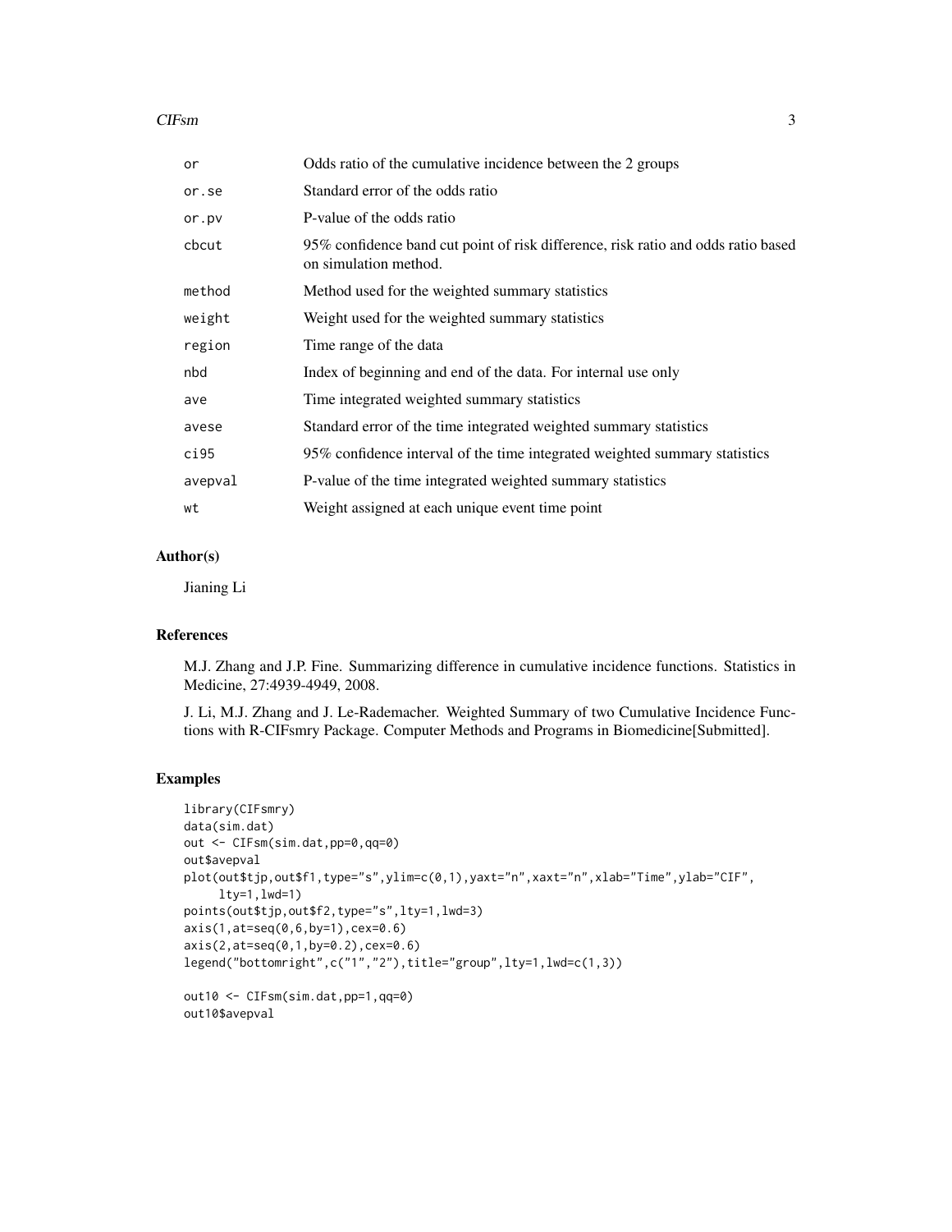| | |
|---|---|
| or | Odds ratio of the cumulative incidence between the 2 groups |
| or.se | Standard error of the odds ratio |
| or.pv | P-value of the odds ratio |
| cbcut | 95% confidence band cut point of risk difference, risk ratio and odds ratio based on simulation method. |
| method | Method used for the weighted summary statistics |
| weight | Weight used for the weighted summary statistics |
| region | Time range of the data |
| nbd | Index of beginning and end of the data. For internal use only |
| ave | Time integrated weighted summary statistics |
| avese | Standard error of the time integrated weighted summary statistics |
| ci95 | 95% confidence interval of the time integrated weighted summary statistics |
| avepval | P-value of the time integrated weighted summary statistics |
| wt | Weight assigned at each unique event time point |

## Author(s)

Jianing Li

## References

M.J. Zhang and J.P. Fine. Summarizing difference in cumulative incidence functions. Statistics in Medicine, 27:4939-4949, 2008.

J. Li, M.J. Zhang and J. Le-Rademacher. Weighted Summary of two Cumulative Incidence Functions with R-CIFsmry Package. Computer Methods and Programs in Biomedicine[Submitted].

## Examples

```
library(CIFsmry)
data(sim.dat)
out <- CIFsm(sim.dat,pp=0,qq=0)
out$avepval
plot(out$tjp,out$f1,type="s",ylim=c(0,1),yaxt="n",xaxt="n",xlab="Time",ylab="CIF",
     lty=1,lwd=1)
points(out$tjp,out$f2,type="s",lty=1,lwd=3)
axis(1,at=seq(0,6,by=1),cex=0.6)
axis(2,at=seq(0,1,by=0.2),cex=0.6)
legend("bottomright",c("1","2"),title="group",lty=1,lwd=c(1,3))

out10 <- CIFsm(sim.dat,pp=1,qq=0)
out10$avepval
```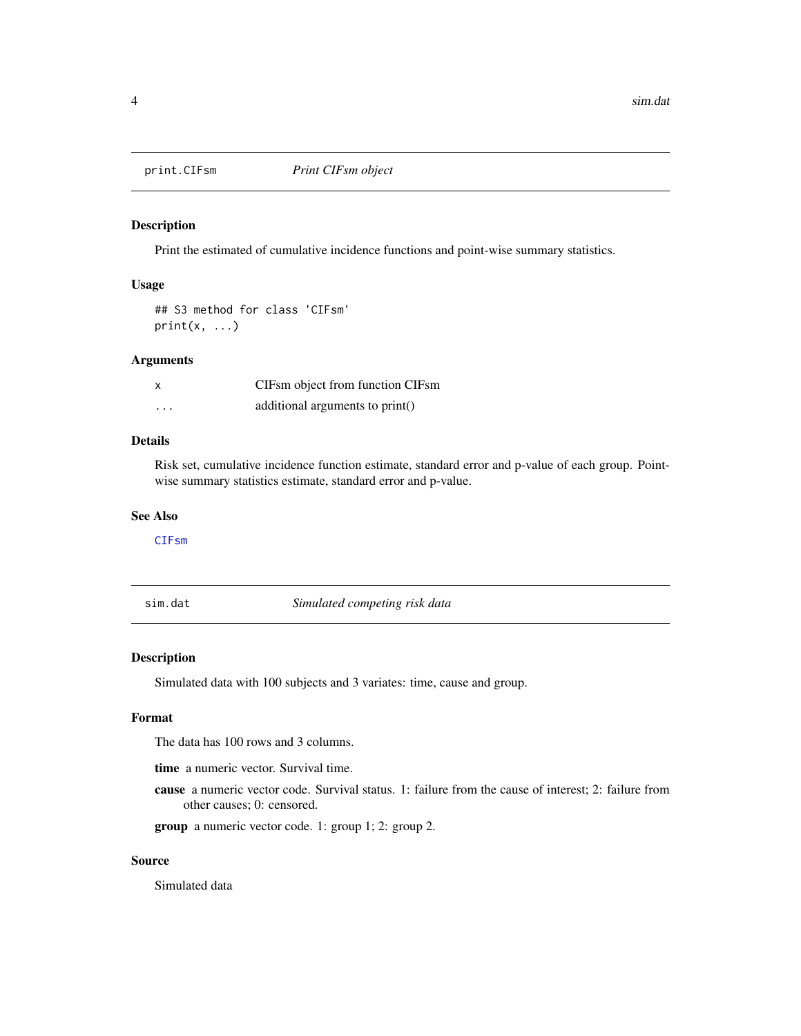## print.CIFsm *Print CIFsm object*

### Description

Print the estimated of cumulative incidence functions and point-wise summary statistics.

### Usage

```
## S3 method for class 'CIFsm'
print(x, ...)
```

### Arguments

| | |
|---|---|
| x | CIFsm object from function CIFsm |
| ... | additional arguments to print() |

### Details

Risk set, cumulative incidence function estimate, standard error and p-value of each group. Point-wise summary statistics estimate, standard error and p-value.

### See Also

CIFsm

## sim.dat *Simulated competing risk data*

### Description

Simulated data with 100 subjects and 3 variates: time, cause and group.

### Format

The data has 100 rows and 3 columns.

**time** a numeric vector. Survival time.

**cause** a numeric vector code. Survival status. 1: failure from the cause of interest; 2: failure from other causes; 0: censored.

**group** a numeric vector code. 1: group 1; 2: group 2.

### Source

Simulated data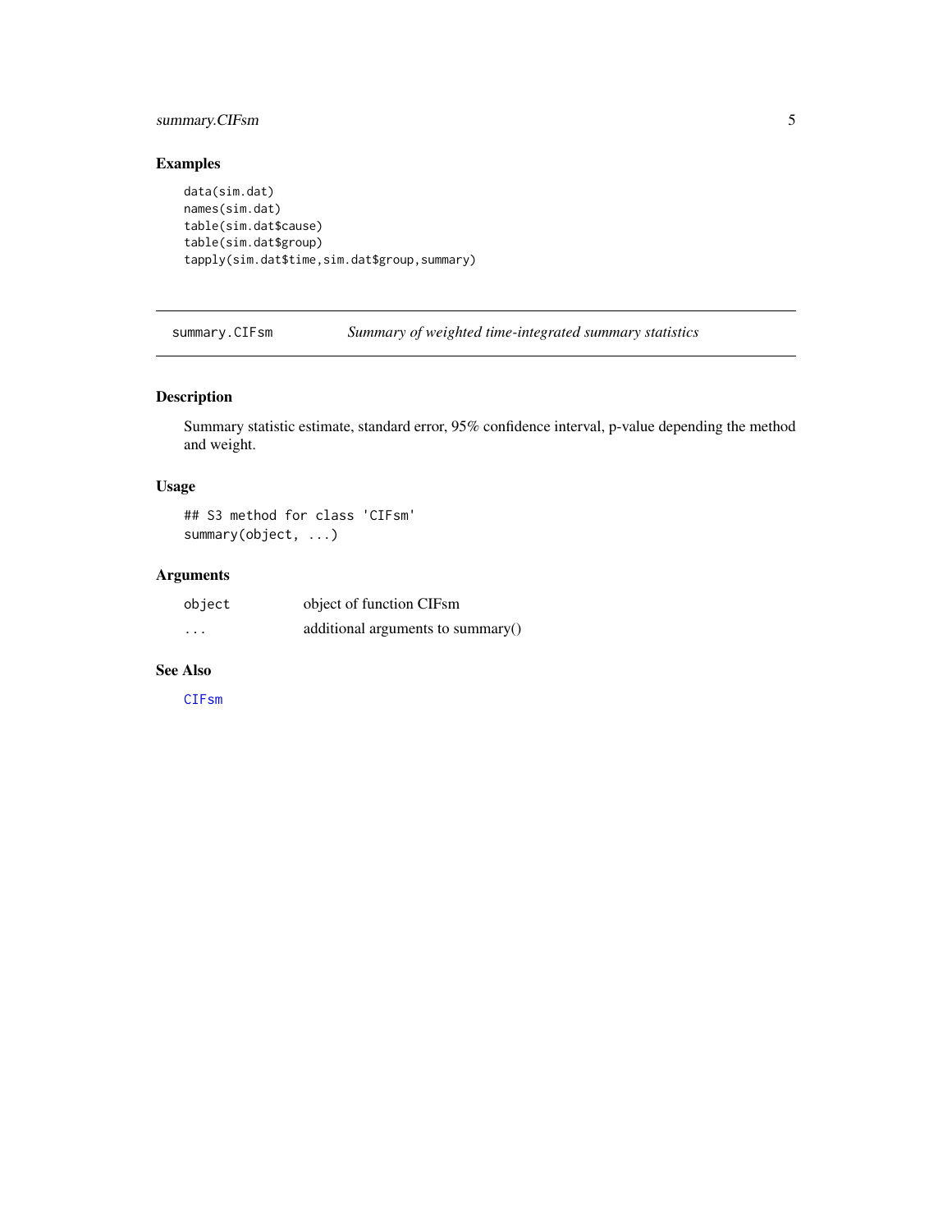## Examples

```
data(sim.dat)
names(sim.dat)
table(sim.dat$cause)
table(sim.dat$group)
tapply(sim.dat$time,sim.dat$group,summary)
```

---

# summary.CIFsm — *Summary of weighted time-integrated summary statistics*

---

## Description

Summary statistic estimate, standard error, 95% confidence interval, p-value depending the method and weight.

## Usage

```
## S3 method for class 'CIFsm'
summary(object, ...)
```

## Arguments

| | |
|---|---|
| object | object of function CIFsm |
| ... | additional arguments to summary() |

## See Also

CIFsm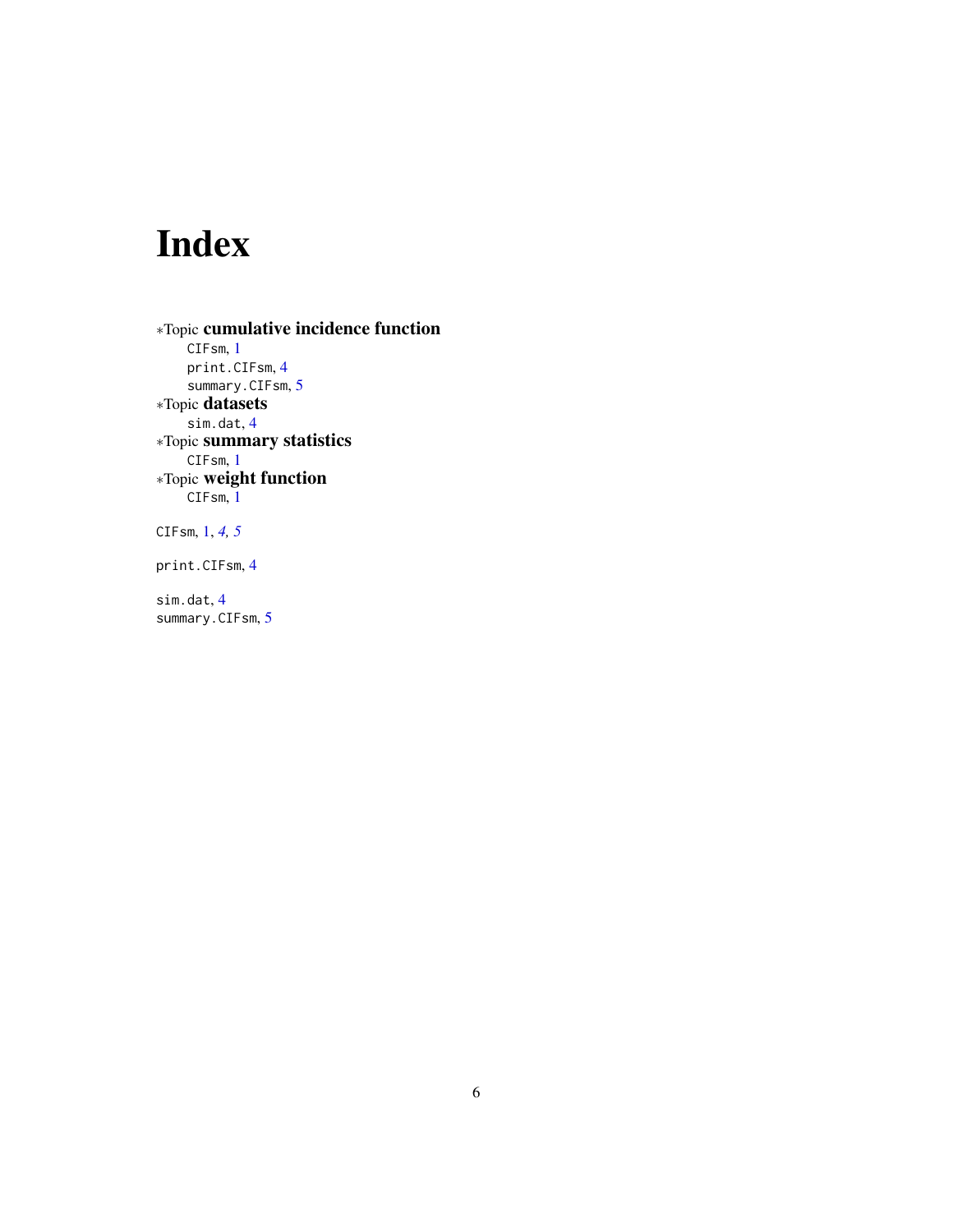# Index

∗Topic **cumulative incidence function**
    `CIFsm`, 1
    `print.CIFsm`, 4
    `summary.CIFsm`, 5
∗Topic **datasets**
    `sim.dat`, 4
∗Topic **summary statistics**
    `CIFsm`, 1
∗Topic **weight function**
    `CIFsm`, 1

`CIFsm`, 1, *4, 5*

`print.CIFsm`, 4

`sim.dat`, 4
`summary.CIFsm`, 5